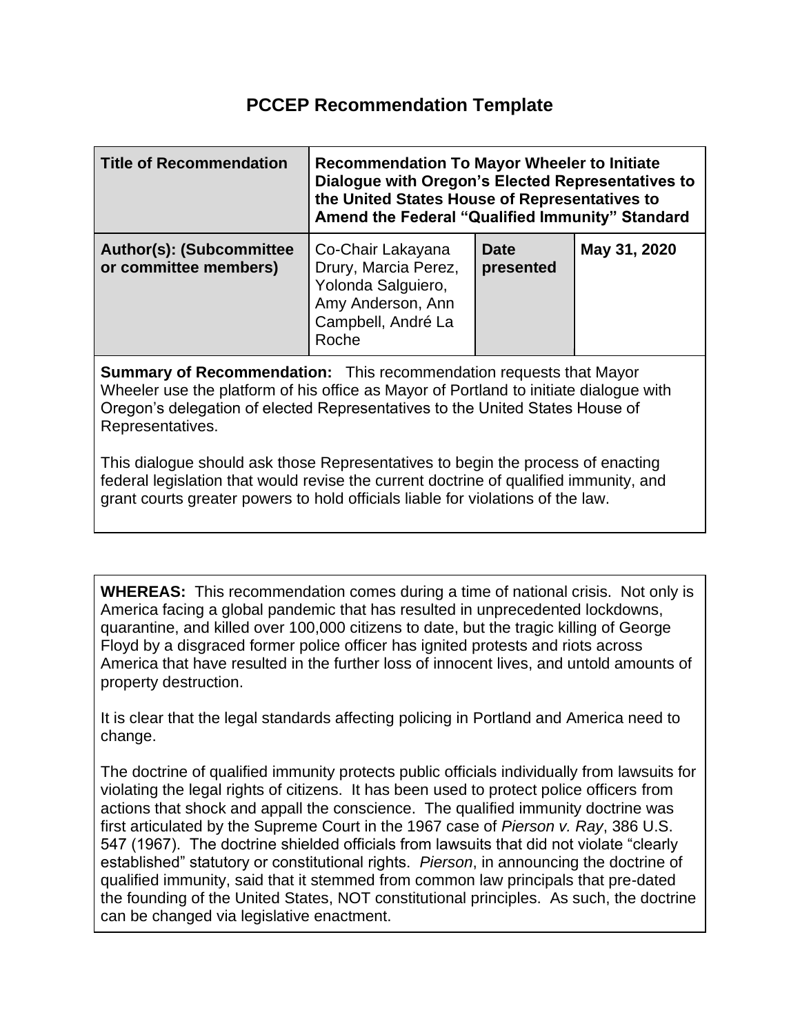# PCCEP Recommendation Template

| Title of Recommendation | Recommendation To Mayor Wheeler to Initiate Dialogue with Oregon's Elected Representatives to the United States House of Representatives to Amend the Federal "Qualified Immunity" Standard | | |
|---|---|---|---|
| **Author(s): (Subcommittee or committee members)** | Co-Chair Lakayana Drury, Marcia Perez, Yolonda Salguiero, Amy Anderson, Ann Campbell, André La Roche | **Date presented** | **May 31, 2020** |

**Summary of Recommendation:** This recommendation requests that Mayor Wheeler use the platform of his office as Mayor of Portland to initiate dialogue with Oregon's delegation of elected Representatives to the United States House of Representatives.

This dialogue should ask those Representatives to begin the process of enacting federal legislation that would revise the current doctrine of qualified immunity, and grant courts greater powers to hold officials liable for violations of the law.

**WHEREAS:** This recommendation comes during a time of national crisis. Not only is America facing a global pandemic that has resulted in unprecedented lockdowns, quarantine, and killed over 100,000 citizens to date, but the tragic killing of George Floyd by a disgraced former police officer has ignited protests and riots across America that have resulted in the further loss of innocent lives, and untold amounts of property destruction.

It is clear that the legal standards affecting policing in Portland and America need to change.

The doctrine of qualified immunity protects public officials individually from lawsuits for violating the legal rights of citizens. It has been used to protect police officers from actions that shock and appall the conscience. The qualified immunity doctrine was first articulated by the Supreme Court in the 1967 case of *Pierson v. Ray*, 386 U.S. 547 (1967). The doctrine shielded officials from lawsuits that did not violate "clearly established" statutory or constitutional rights. *Pierson*, in announcing the doctrine of qualified immunity, said that it stemmed from common law principals that pre-dated the founding of the United States, NOT constitutional principles. As such, the doctrine can be changed via legislative enactment.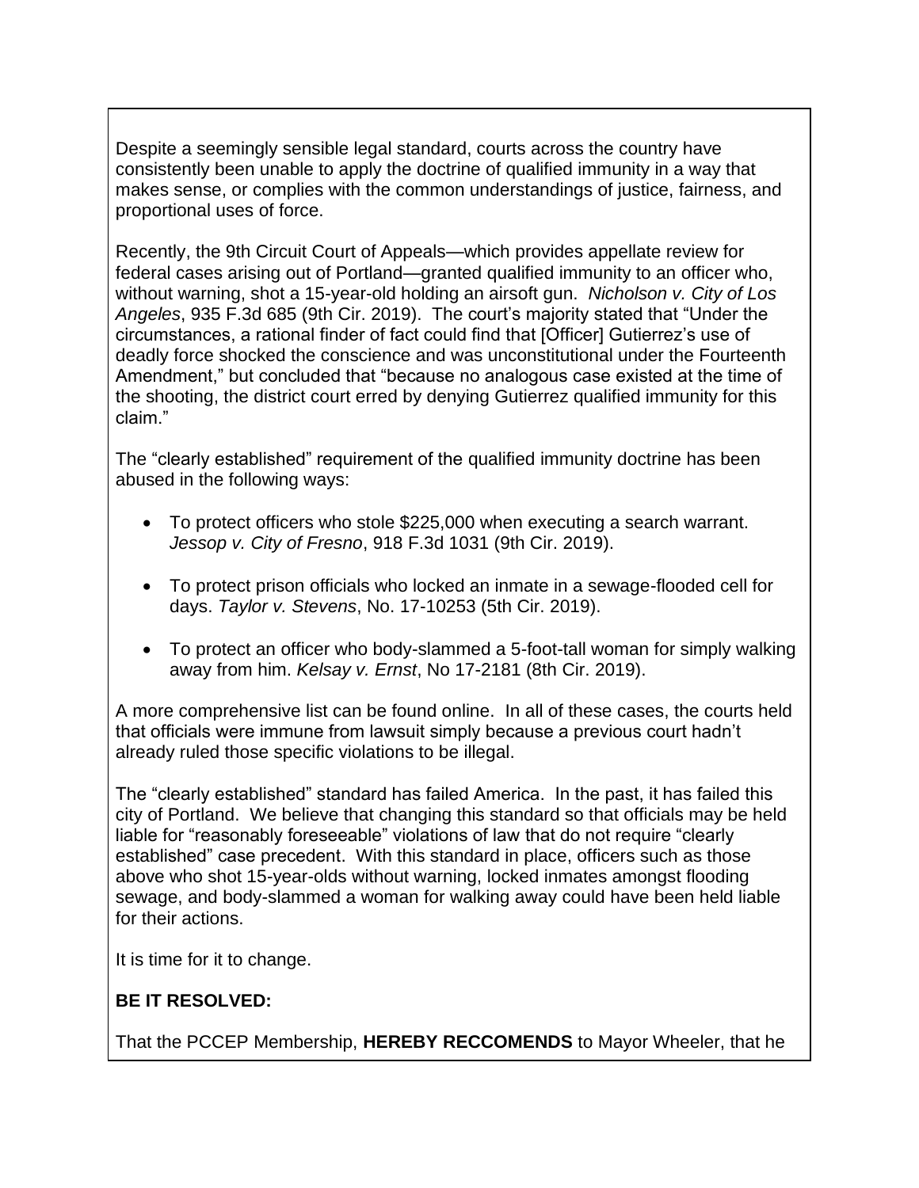Despite a seemingly sensible legal standard, courts across the country have consistently been unable to apply the doctrine of qualified immunity in a way that makes sense, or complies with the common understandings of justice, fairness, and proportional uses of force.

Recently, the 9th Circuit Court of Appeals—which provides appellate review for federal cases arising out of Portland—granted qualified immunity to an officer who, without warning, shot a 15-year-old holding an airsoft gun. *Nicholson v. City of Los Angeles*, 935 F.3d 685 (9th Cir. 2019). The court's majority stated that "Under the circumstances, a rational finder of fact could find that [Officer] Gutierrez's use of deadly force shocked the conscience and was unconstitutional under the Fourteenth Amendment," but concluded that "because no analogous case existed at the time of the shooting, the district court erred by denying Gutierrez qualified immunity for this claim."

The "clearly established" requirement of the qualified immunity doctrine has been abused in the following ways:

- To protect officers who stole $225,000 when executing a search warrant. *Jessop v. City of Fresno*, 918 F.3d 1031 (9th Cir. 2019).
- To protect prison officials who locked an inmate in a sewage-flooded cell for days. *Taylor v. Stevens*, No. 17-10253 (5th Cir. 2019).
- To protect an officer who body-slammed a 5-foot-tall woman for simply walking away from him. *Kelsay v. Ernst*, No 17-2181 (8th Cir. 2019).

A more comprehensive list can be found online. In all of these cases, the courts held that officials were immune from lawsuit simply because a previous court hadn't already ruled those specific violations to be illegal.

The "clearly established" standard has failed America. In the past, it has failed this city of Portland. We believe that changing this standard so that officials may be held liable for "reasonably foreseeable" violations of law that do not require "clearly established" case precedent. With this standard in place, officers such as those above who shot 15-year-olds without warning, locked inmates amongst flooding sewage, and body-slammed a woman for walking away could have been held liable for their actions.

It is time for it to change.

**BE IT RESOLVED:**

That the PCCEP Membership, **HEREBY RECCOMENDS** to Mayor Wheeler, that he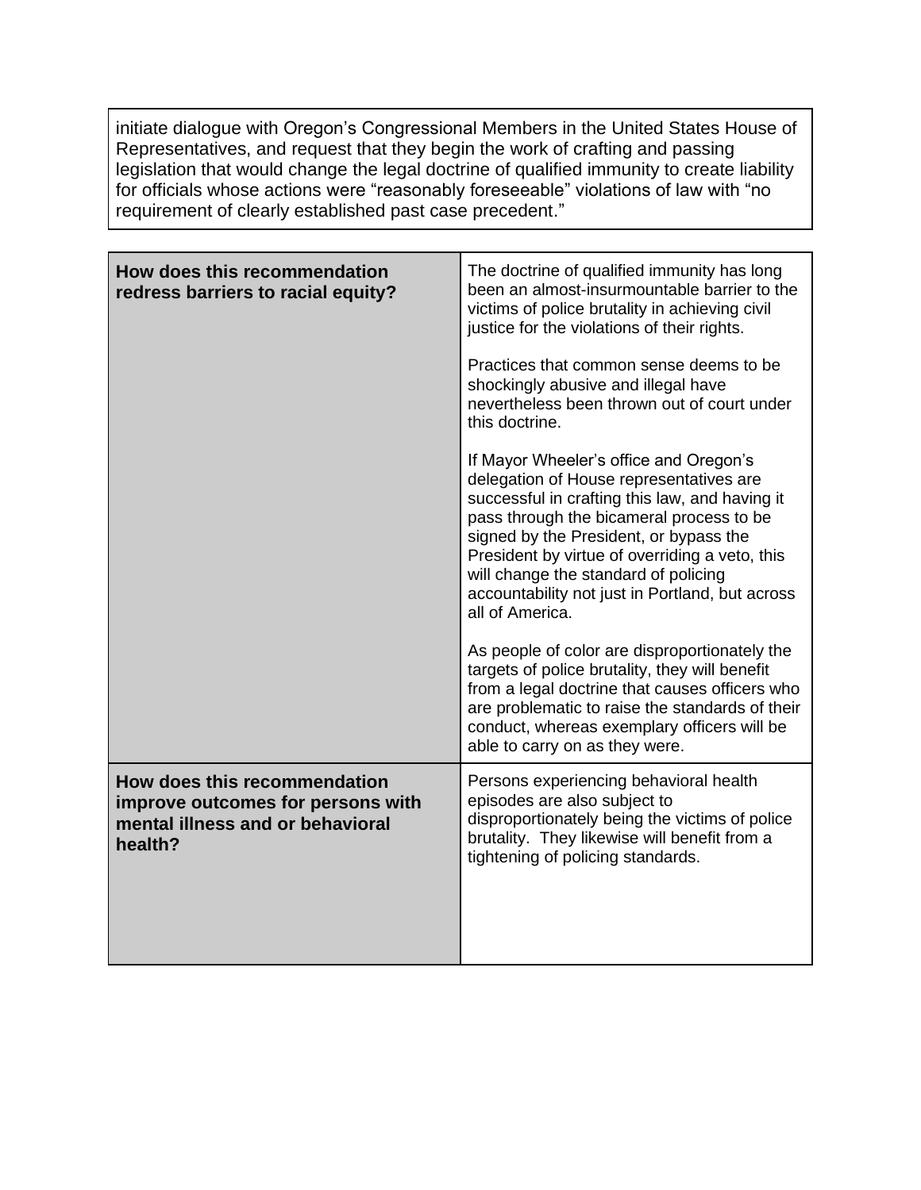initiate dialogue with Oregon's Congressional Members in the United States House of Representatives, and request that they begin the work of crafting and passing legislation that would change the legal doctrine of qualified immunity to create liability for officials whose actions were "reasonably foreseeable" violations of law with "no requirement of clearly established past case precedent."

| | |
|---|---|
| **How does this recommendation redress barriers to racial equity?** | The doctrine of qualified immunity has long been an almost-insurmountable barrier to the victims of police brutality in achieving civil justice for the violations of their rights.<br><br>Practices that common sense deems to be shockingly abusive and illegal have nevertheless been thrown out of court under this doctrine.<br><br>If Mayor Wheeler's office and Oregon's delegation of House representatives are successful in crafting this law, and having it pass through the bicameral process to be signed by the President, or bypass the President by virtue of overriding a veto, this will change the standard of policing accountability not just in Portland, but across all of America.<br><br>As people of color are disproportionately the targets of police brutality, they will benefit from a legal doctrine that causes officers who are problematic to raise the standards of their conduct, whereas exemplary officers will be able to carry on as they were. |
| **How does this recommendation improve outcomes for persons with mental illness and or behavioral health?** | Persons experiencing behavioral health episodes are also subject to disproportionately being the victims of police brutality. They likewise will benefit from a tightening of policing standards. |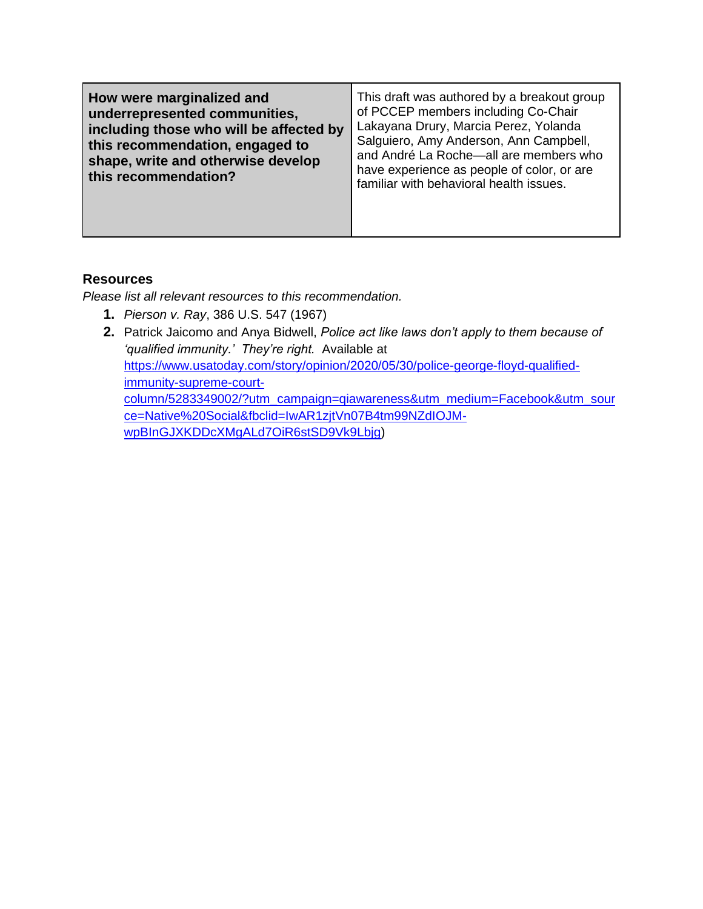| | |
|---|---|
| **How were marginalized and underrepresented communities, including those who will be affected by this recommendation, engaged to shape, write and otherwise develop this recommendation?** | This draft was authored by a breakout group of PCCEP members including Co-Chair Lakayana Drury, Marcia Perez, Yolanda Salguiero, Amy Anderson, Ann Campbell, and André La Roche—all are members who have experience as people of color, or are familiar with behavioral health issues. |

### Resources

*Please list all relevant resources to this recommendation.*

1. *Pierson v. Ray*, 386 U.S. 547 (1967)
2. Patrick Jaicomo and Anya Bidwell, *Police act like laws don't apply to them because of 'qualified immunity.' They're right.* Available at https://www.usatoday.com/story/opinion/2020/05/30/police-george-floyd-qualified-immunity-supreme-court-column/5283349002/?utm_campaign=qiawareness&utm_medium=Facebook&utm_source=Native%20Social&fbclid=IwAR1zjtVn07B4tm99NZdIOJM-wpBInGJXKDDcXMgALd7OiR6stSD9Vk9Lbjg)